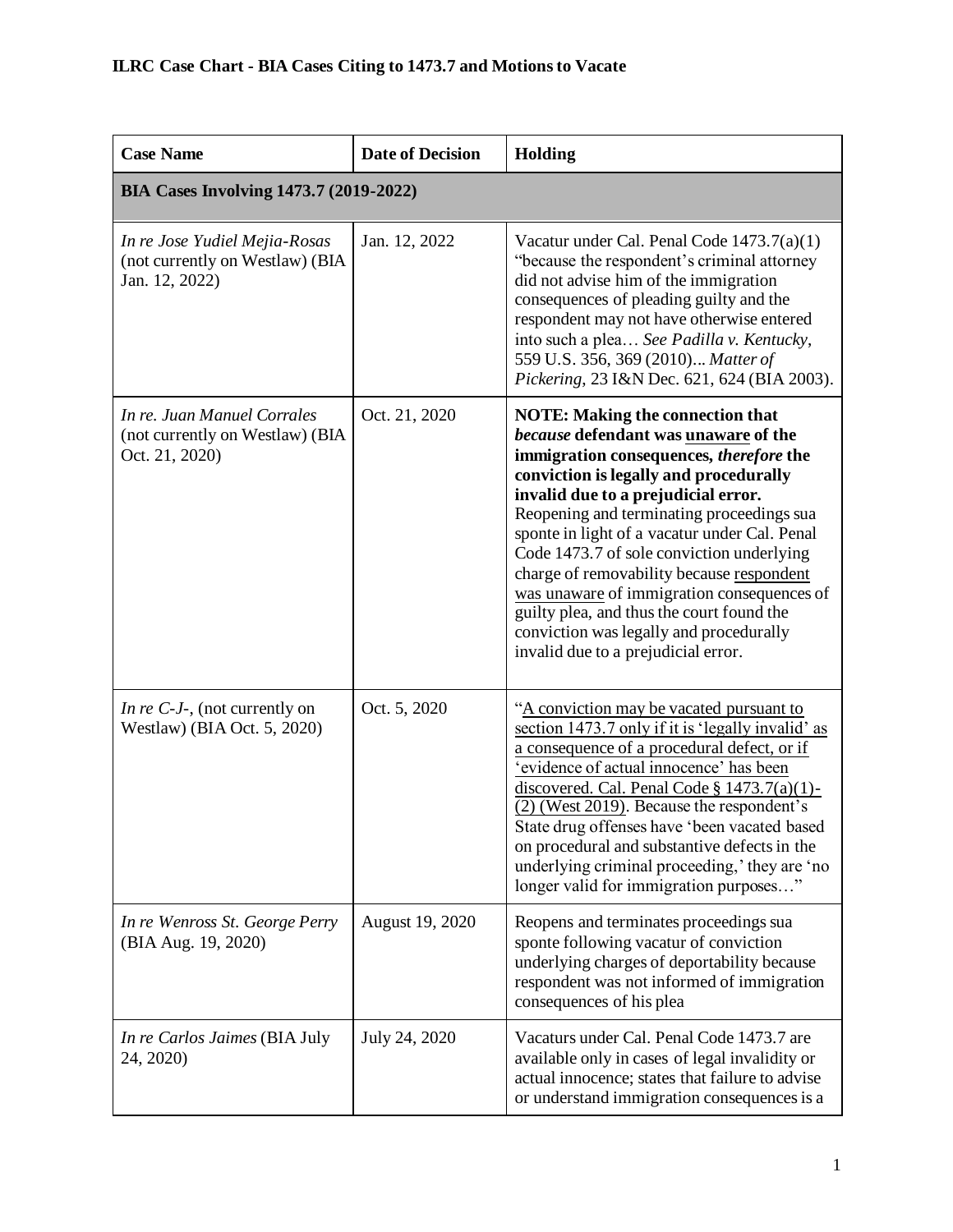# ILRC Case Chart - BIA Cases Citing to 1473.7 and Motions to Vacate

| Case Name | Date of Decision | Holding |
|---|---|---|
| **BIA Cases Involving 1473.7 (2019-2022)** | | |
| *In re Jose Yudiel Mejia-Rosas* (not currently on Westlaw) (BIA Jan. 12, 2022) | Jan. 12, 2022 | Vacatur under Cal. Penal Code 1473.7(a)(1) "because the respondent's criminal attorney did not advise him of the immigration consequences of pleading guilty and the respondent may not have otherwise entered into such a plea… *See Padilla v. Kentucky*, 559 U.S. 356, 369 (2010)... *Matter of Pickering*, 23 I&N Dec. 621, 624 (BIA 2003). |
| *In re. Juan Manuel Corrales* (not currently on Westlaw) (BIA Oct. 21, 2020) | Oct. 21, 2020 | **NOTE: Making the connection that *because* defendant was unaware of the immigration consequences, *therefore* the conviction is legally and procedurally invalid due to a prejudicial error.** Reopening and terminating proceedings sua sponte in light of a vacatur under Cal. Penal Code 1473.7 of sole conviction underlying charge of removability because respondent was unaware of immigration consequences of guilty plea, and thus the court found the conviction was legally and procedurally invalid due to a prejudicial error. |
| *In re C-J-*, (not currently on Westlaw) (BIA Oct. 5, 2020) | Oct. 5, 2020 | "A conviction may be vacated pursuant to section 1473.7 only if it is 'legally invalid' as a consequence of a procedural defect, or if 'evidence of actual innocence' has been discovered. Cal. Penal Code § 1473.7(a)(1)-(2) (West 2019). Because the respondent's State drug offenses have 'been vacated based on procedural and substantive defects in the underlying criminal proceeding,' they are 'no longer valid for immigration purposes…" |
| *In re Wenross St. George Perry* (BIA Aug. 19, 2020) | August 19, 2020 | Reopens and terminates proceedings sua sponte following vacatur of conviction underlying charges of deportability because respondent was not informed of immigration consequences of his plea |
| *In re Carlos Jaimes* (BIA July 24, 2020) | July 24, 2020 | Vacaturs under Cal. Penal Code 1473.7 are available only in cases of legal invalidity or actual innocence; states that failure to advise or understand immigration consequences is a |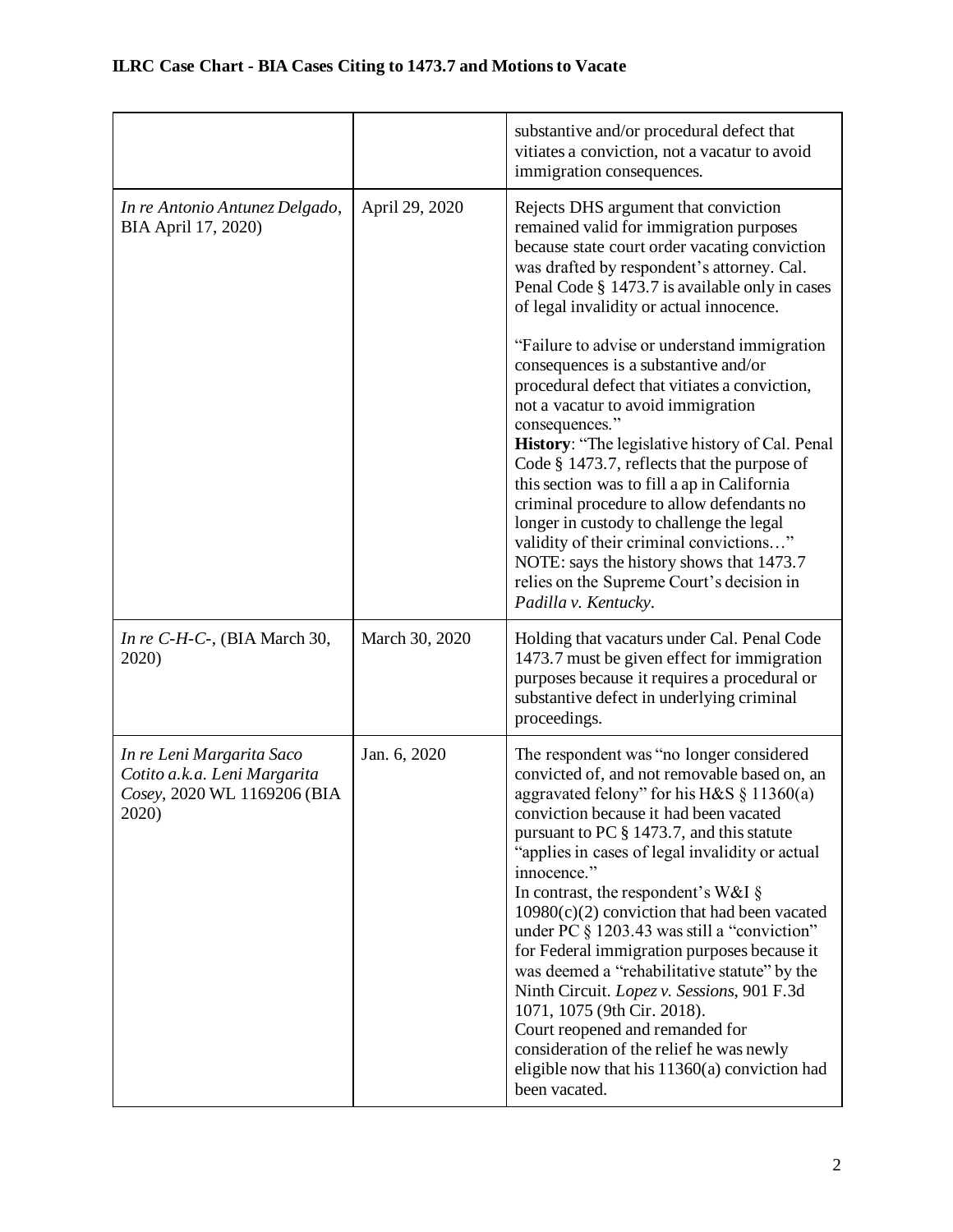| | | |
|---|---|---|
| | | substantive and/or procedural defect that vitiates a conviction, not a vacatur to avoid immigration consequences. |
| *In re Antonio Antunez Delgado*, BIA April 17, 2020) | April 29, 2020 | Rejects DHS argument that conviction remained valid for immigration purposes because state court order vacating conviction was drafted by respondent's attorney. Cal. Penal Code § 1473.7 is available only in cases of legal invalidity or actual innocence.<br><br>"Failure to advise or understand immigration consequences is a substantive and/or procedural defect that vitiates a conviction, not a vacatur to avoid immigration consequences."<br>**History**: "The legislative history of Cal. Penal Code § 1473.7, reflects that the purpose of this section was to fill a ap in California criminal procedure to allow defendants no longer in custody to challenge the legal validity of their criminal convictions…"<br>NOTE: says the history shows that 1473.7 relies on the Supreme Court's decision in *Padilla v. Kentucky*. |
| *In re C-H-C-*, (BIA March 30, 2020) | March 30, 2020 | Holding that vacaturs under Cal. Penal Code 1473.7 must be given effect for immigration purposes because it requires a procedural or substantive defect in underlying criminal proceedings. |
| *In re Leni Margarita Saco Cotito a.k.a. Leni Margarita Cosey*, 2020 WL 1169206 (BIA 2020) | Jan. 6, 2020 | The respondent was "no longer considered convicted of, and not removable based on, an aggravated felony" for his H&S § 11360(a) conviction because it had been vacated pursuant to PC § 1473.7, and this statute "applies in cases of legal invalidity or actual innocence."<br>In contrast, the respondent's W&I § 10980(c)(2) conviction that had been vacated under PC § 1203.43 was still a "conviction" for Federal immigration purposes because it was deemed a "rehabilitative statute" by the Ninth Circuit. *Lopez v. Sessions*, 901 F.3d 1071, 1075 (9th Cir. 2018).<br>Court reopened and remanded for consideration of the relief he was newly eligible now that his 11360(a) conviction had been vacated. |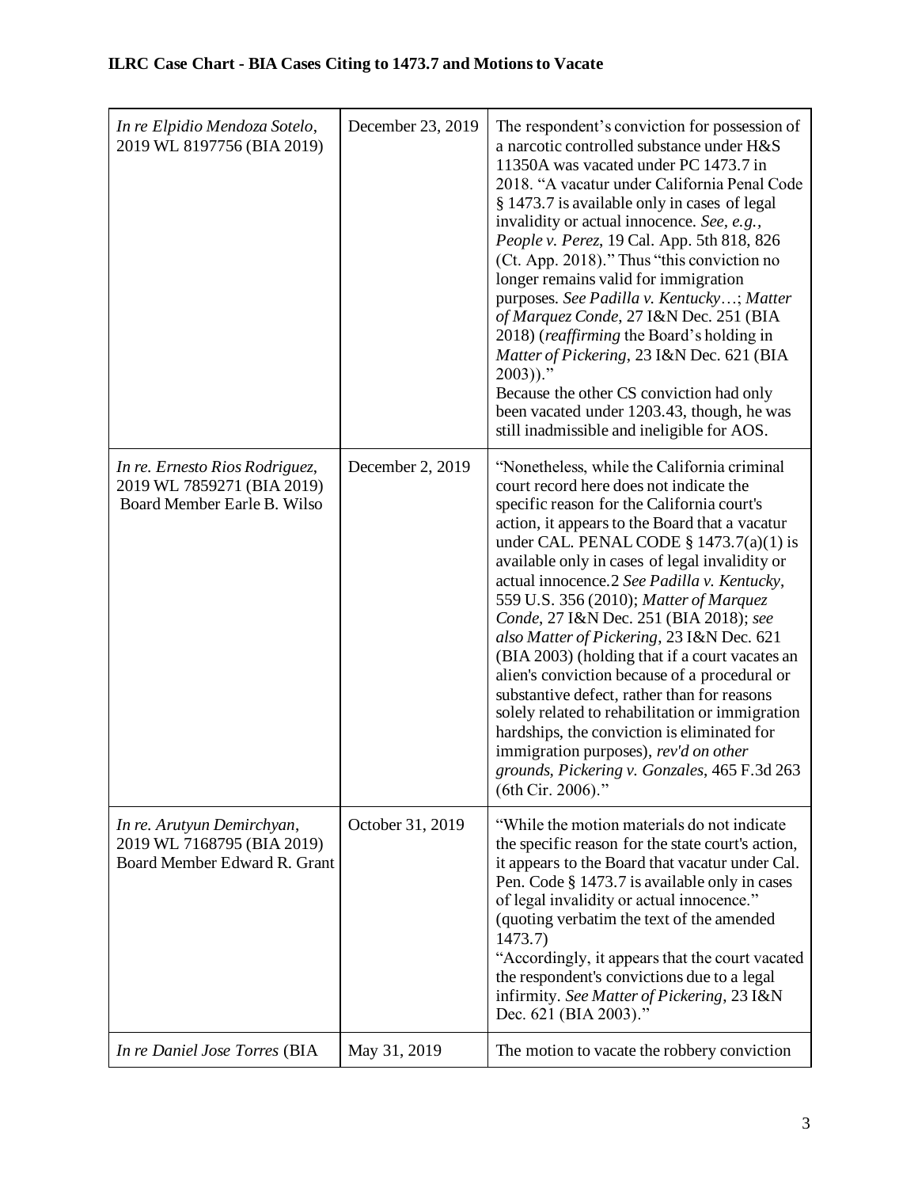## ILRC Case Chart - BIA Cases Citing to 1473.7 and Motions to Vacate

| | | |
|---|---|---|
| *In re Elpidio Mendoza Sotelo*, 2019 WL 8197756 (BIA 2019) | December 23, 2019 | The respondent's conviction for possession of a narcotic controlled substance under H&S 11350A was vacated under PC 1473.7 in 2018. "A vacatur under California Penal Code § 1473.7 is available only in cases of legal invalidity or actual innocence. *See, e.g., People v. Perez*, 19 Cal. App. 5th 818, 826 (Ct. App. 2018)." Thus "this conviction no longer remains valid for immigration purposes. *See Padilla v. Kentucky*…; *Matter of Marquez Conde*, 27 I&N Dec. 251 (BIA 2018) (*reaffirming* the Board's holding in *Matter of Pickering*, 23 I&N Dec. 621 (BIA 2003))."<br>Because the other CS conviction had only been vacated under 1203.43, though, he was still inadmissible and ineligible for AOS. |
| *In re. Ernesto Rios Rodriguez*, 2019 WL 7859271 (BIA 2019) Board Member Earle B. Wilso | December 2, 2019 | "Nonetheless, while the California criminal court record here does not indicate the specific reason for the California court's action, it appears to the Board that a vacatur under CAL. PENAL CODE § 1473.7(a)(1) is available only in cases of legal invalidity or actual innocence.2 *See Padilla v. Kentucky*, 559 U.S. 356 (2010); *Matter of Marquez Conde*, 27 I&N Dec. 251 (BIA 2018); *see also Matter of Pickering*, 23 I&N Dec. 621 (BIA 2003) (holding that if a court vacates an alien's conviction because of a procedural or substantive defect, rather than for reasons solely related to rehabilitation or immigration hardships, the conviction is eliminated for immigration purposes), *rev'd on other grounds*, *Pickering v. Gonzales*, 465 F.3d 263 (6th Cir. 2006)." |
| *In re. Arutyun Demirchyan*, 2019 WL 7168795 (BIA 2019) Board Member Edward R. Grant | October 31, 2019 | "While the motion materials do not indicate the specific reason for the state court's action, it appears to the Board that vacatur under Cal. Pen. Code § 1473.7 is available only in cases of legal invalidity or actual innocence." (quoting verbatim the text of the amended 1473.7)<br>"Accordingly, it appears that the court vacated the respondent's convictions due to a legal infirmity. *See Matter of Pickering*, 23 I&N Dec. 621 (BIA 2003)." |
| *In re Daniel Jose Torres* (BIA | May 31, 2019 | The motion to vacate the robbery conviction |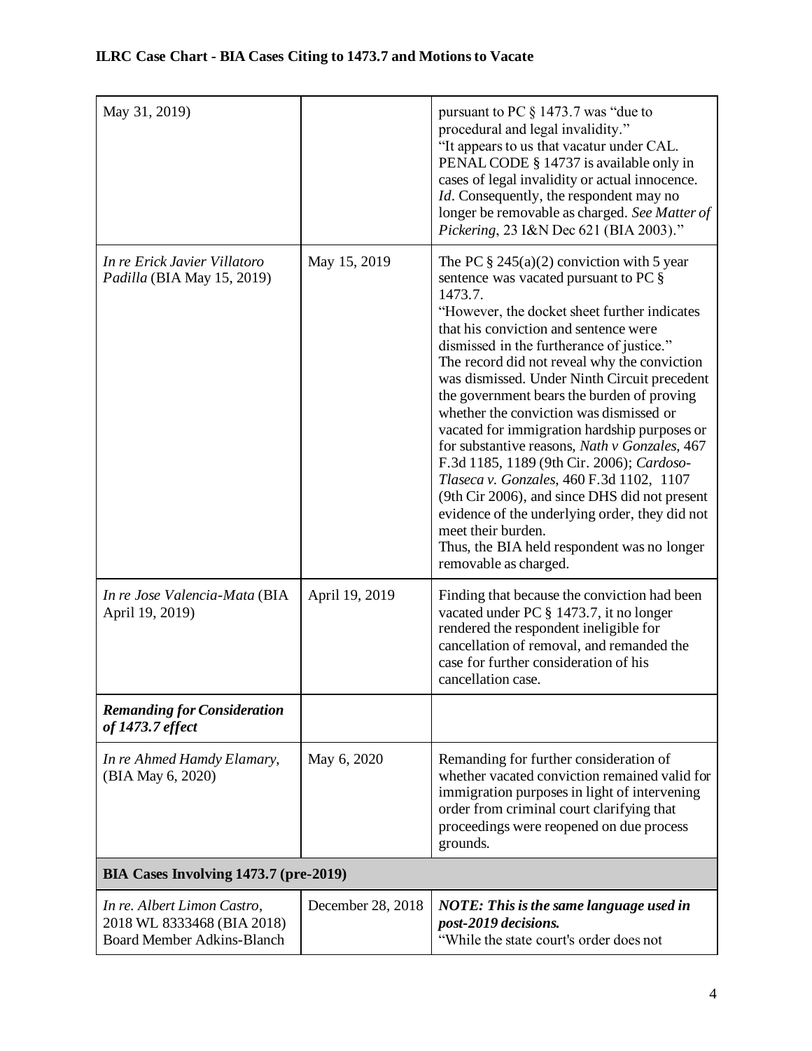## ILRC Case Chart - BIA Cases Citing to 1473.7 and Motions to Vacate

| | | |
|---|---|---|
| May 31, 2019) | | pursuant to PC § 1473.7 was "due to procedural and legal invalidity." "It appears to us that vacatur under CAL. PENAL CODE § 14737 is available only in cases of legal invalidity or actual innocence. *Id*. Consequently, the respondent may no longer be removable as charged. *See Matter of Pickering*, 23 I&N Dec 621 (BIA 2003)." |
| *In re Erick Javier Villatoro Padilla* (BIA May 15, 2019) | May 15, 2019 | The PC § 245(a)(2) conviction with 5 year sentence was vacated pursuant to PC § 1473.7. "However, the docket sheet further indicates that his conviction and sentence were dismissed in the furtherance of justice." The record did not reveal why the conviction was dismissed. Under Ninth Circuit precedent the government bears the burden of proving whether the conviction was dismissed or vacated for immigration hardship purposes or for substantive reasons, *Nath v Gonzales*, 467 F.3d 1185, 1189 (9th Cir. 2006); *Cardoso-Tlaseca v. Gonzales*, 460 F.3d 1102, 1107 (9th Cir 2006), and since DHS did not present evidence of the underlying order, they did not meet their burden. Thus, the BIA held respondent was no longer removable as charged. |
| *In re Jose Valencia-Mata* (BIA April 19, 2019) | April 19, 2019 | Finding that because the conviction had been vacated under PC § 1473.7, it no longer rendered the respondent ineligible for cancellation of removal, and remanded the case for further consideration of his cancellation case. |
| ***Remanding for Consideration of 1473.7 effect*** | | |
| *In re Ahmed Hamdy Elamary*, (BIA May 6, 2020) | May 6, 2020 | Remanding for further consideration of whether vacated conviction remained valid for immigration purposes in light of intervening order from criminal court clarifying that proceedings were reopened on due process grounds. |
| **BIA Cases Involving 1473.7 (pre-2019)** | | |
| *In re. Albert Limon Castro*, 2018 WL 8333468 (BIA 2018) Board Member Adkins-Blanch | December 28, 2018 | ***NOTE: This is the same language used in post-2019 decisions.*** "While the state court's order does not |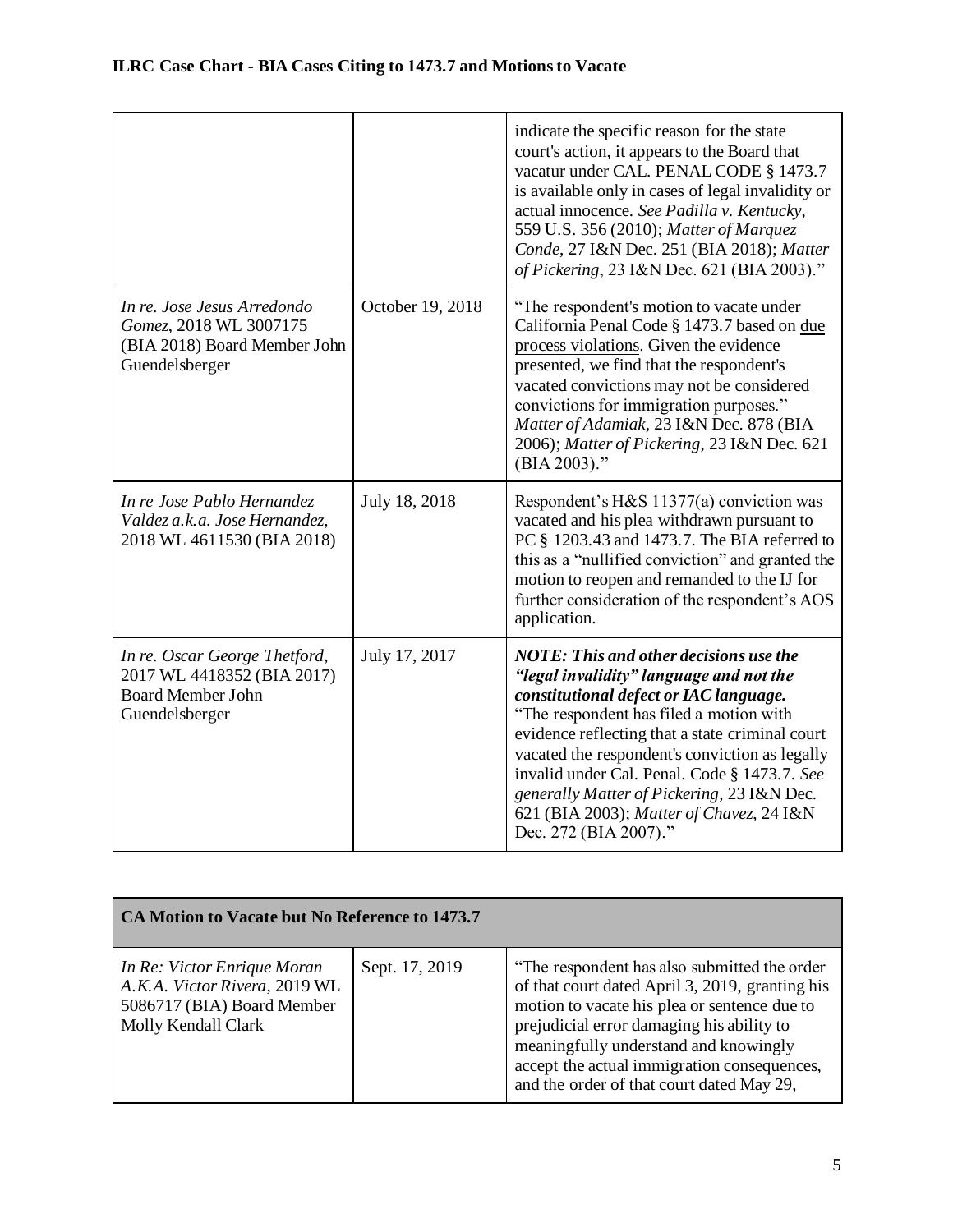| | | |
|---|---|---|
| | | indicate the specific reason for the state court's action, it appears to the Board that vacatur under CAL. PENAL CODE § 1473.7 is available only in cases of legal invalidity or actual innocence. *See Padilla v. Kentucky*, 559 U.S. 356 (2010); *Matter of Marquez Conde*, 27 I&N Dec. 251 (BIA 2018); *Matter of Pickering*, 23 I&N Dec. 621 (BIA 2003)." |
| *In re. Jose Jesus Arredondo Gomez*, 2018 WL 3007175 (BIA 2018) Board Member John Guendelsberger | October 19, 2018 | "The respondent's motion to vacate under California Penal Code § 1473.7 based on <u>due process violations</u>. Given the evidence presented, we find that the respondent's vacated convictions may not be considered convictions for immigration purposes." *Matter of Adamiak*, 23 I&N Dec. 878 (BIA 2006); *Matter of Pickering*, 23 I&N Dec. 621 (BIA 2003)." |
| *In re Jose Pablo Hernandez Valdez a.k.a. Jose Hernandez*, 2018 WL 4611530 (BIA 2018) | July 18, 2018 | Respondent's H&S 11377(a) conviction was vacated and his plea withdrawn pursuant to PC § 1203.43 and 1473.7. The BIA referred to this as a "nullified conviction" and granted the motion to reopen and remanded to the IJ for further consideration of the respondent's AOS application. |
| *In re. Oscar George Thetford*, 2017 WL 4418352 (BIA 2017) Board Member John Guendelsberger | July 17, 2017 | ***NOTE: This and other decisions use the "legal invalidity" language and not the constitutional defect or IAC language.*** "The respondent has filed a motion with evidence reflecting that a state criminal court vacated the respondent's conviction as legally invalid under Cal. Penal. Code § 1473.7. *See generally Matter of Pickering*, 23 I&N Dec. 621 (BIA 2003); *Matter of Chavez*, 24 I&N Dec. 272 (BIA 2007)." |

| **CA Motion to Vacate but No Reference to 1473.7** | | |
|---|---|---|
| *In Re: Victor Enrique Moran A.K.A. Victor Rivera*, 2019 WL 5086717 (BIA) Board Member Molly Kendall Clark | Sept. 17, 2019 | "The respondent has also submitted the order of that court dated April 3, 2019, granting his motion to vacate his plea or sentence due to prejudicial error damaging his ability to meaningfully understand and knowingly accept the actual immigration consequences, and the order of that court dated May 29, |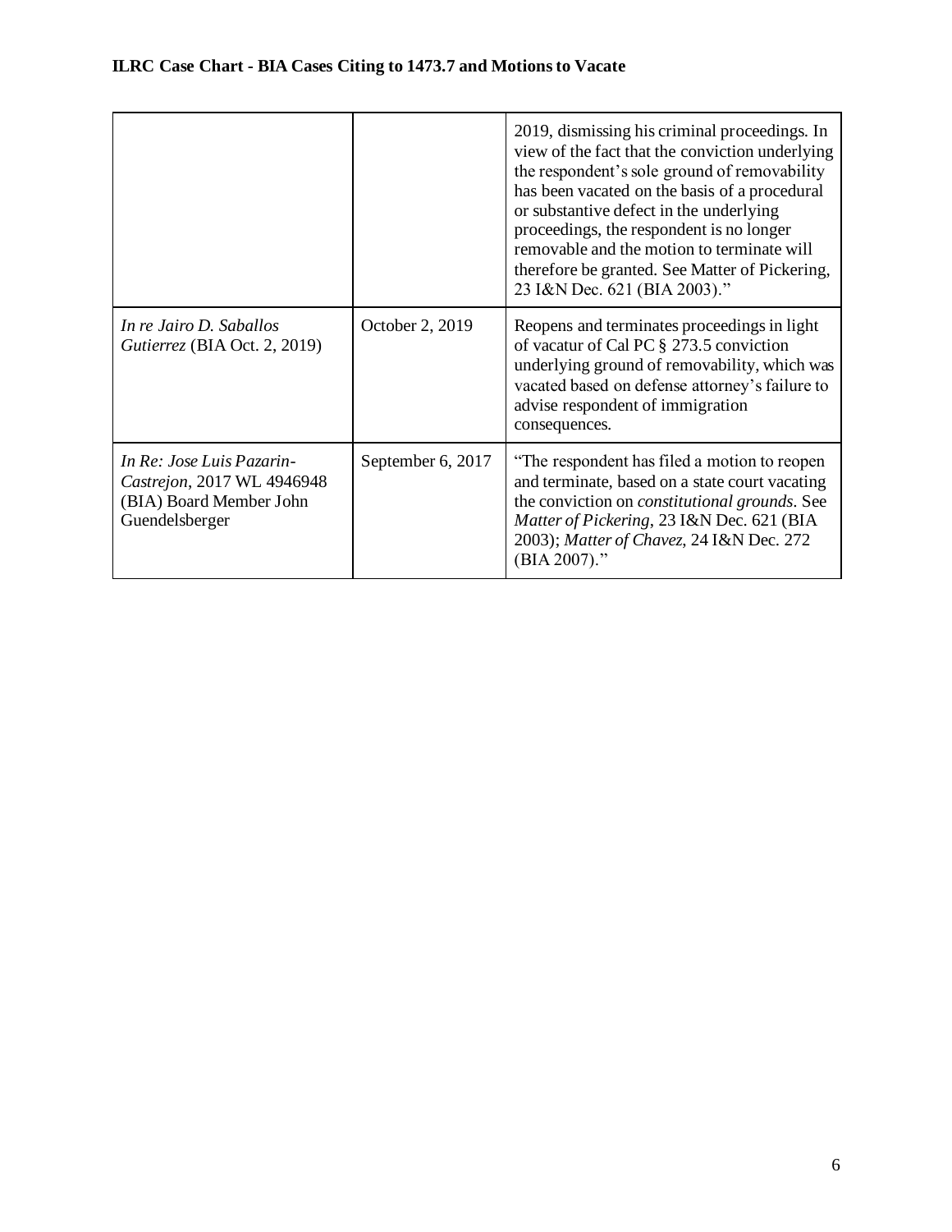| | | |
|---|---|---|
| | | 2019, dismissing his criminal proceedings. In view of the fact that the conviction underlying the respondent's sole ground of removability has been vacated on the basis of a procedural or substantive defect in the underlying proceedings, the respondent is no longer removable and the motion to terminate will therefore be granted. See Matter of Pickering, 23 I&N Dec. 621 (BIA 2003)." |
| *In re Jairo D. Saballos Gutierrez* (BIA Oct. 2, 2019) | October 2, 2019 | Reopens and terminates proceedings in light of vacatur of Cal PC § 273.5 conviction underlying ground of removability, which was vacated based on defense attorney's failure to advise respondent of immigration consequences. |
| *In Re: Jose Luis Pazarin-Castrejon*, 2017 WL 4946948 (BIA) Board Member John Guendelsberger | September 6, 2017 | "The respondent has filed a motion to reopen and terminate, based on a state court vacating the conviction on *constitutional grounds*. See *Matter of Pickering*, 23 I&N Dec. 621 (BIA 2003); *Matter of Chavez*, 24 I&N Dec. 272 (BIA 2007)." |